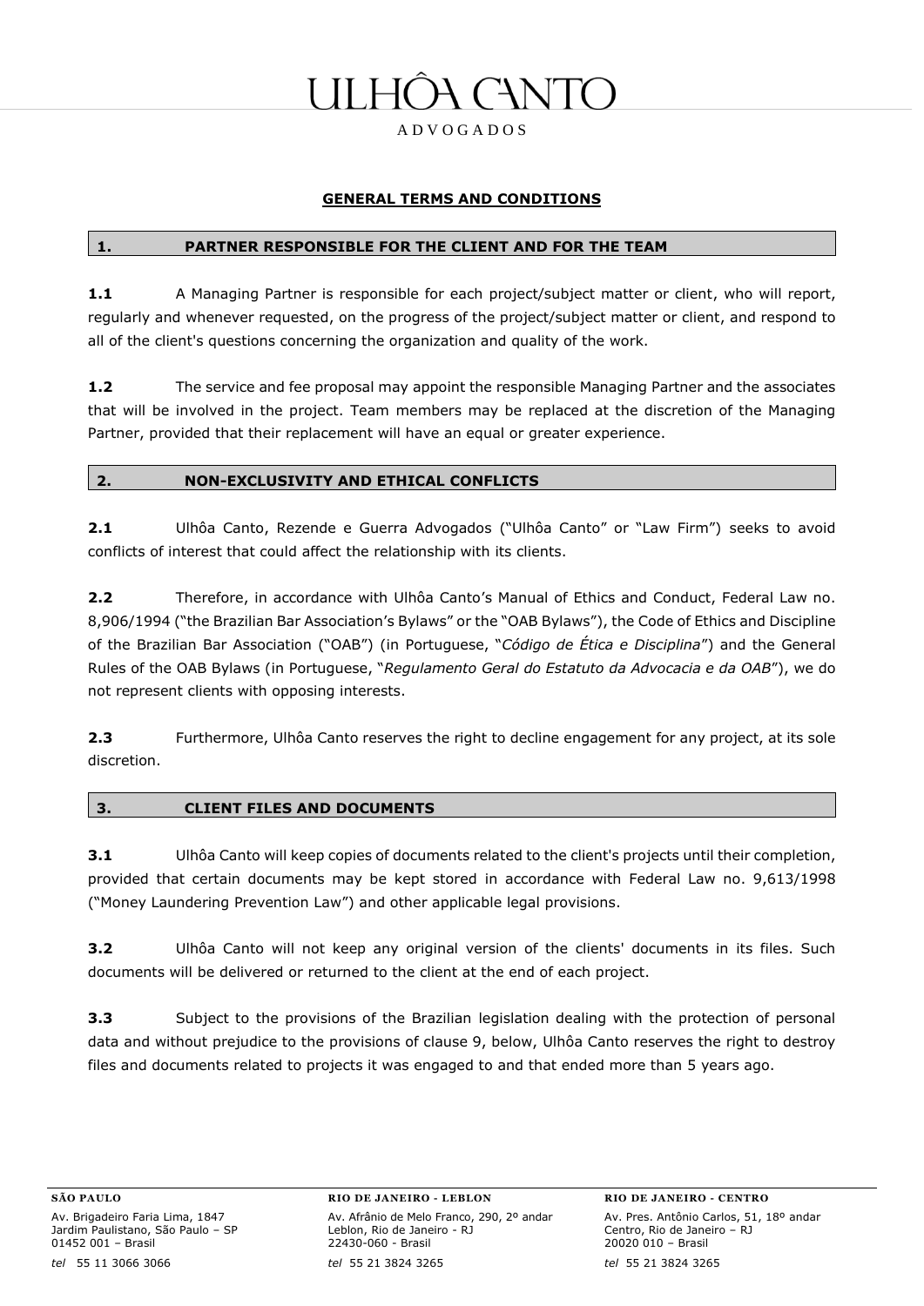# GENERAL TERMS AND CONDITIONS

## 1. PARTNER RESPONSIBLE FOR THE CLIENT AND FOR THE TEAM

**1.1** A Managing Partner is responsible for each project/subject matter or client, who will report, regularly and whenever requested, on the progress of the project/subject matter or client, and respond to all of the client's questions concerning the organization and quality of the work.

**1.2** The service and fee proposal may appoint the responsible Managing Partner and the associates that will be involved in the project. Team members may be replaced at the discretion of the Managing Partner, provided that their replacement will have an equal or greater experience.

## 2. NON-EXCLUSIVITY AND ETHICAL CONFLICTS

**2.1** Ulhôa Canto, Rezende e Guerra Advogados ("Ulhôa Canto" or "Law Firm") seeks to avoid conflicts of interest that could affect the relationship with its clients.

**2.2** Therefore, in accordance with Ulhôa Canto's Manual of Ethics and Conduct, Federal Law no. 8,906/1994 ("the Brazilian Bar Association's Bylaws" or the "OAB Bylaws"), the Code of Ethics and Discipline of the Brazilian Bar Association ("OAB") (in Portuguese, "*Código de Ética e Disciplina*") and the General Rules of the OAB Bylaws (in Portuguese, "*Regulamento Geral do Estatuto da Advocacia e da OAB*"), we do not represent clients with opposing interests.

**2.3** Furthermore, Ulhôa Canto reserves the right to decline engagement for any project, at its sole discretion.

## 3. CLIENT FILES AND DOCUMENTS

**3.1** Ulhôa Canto will keep copies of documents related to the client's projects until their completion, provided that certain documents may be kept stored in accordance with Federal Law no. 9,613/1998 ("Money Laundering Prevention Law") and other applicable legal provisions.

**3.2** Ulhôa Canto will not keep any original version of the clients' documents in its files. Such documents will be delivered or returned to the client at the end of each project.

**3.3** Subject to the provisions of the Brazilian legislation dealing with the protection of personal data and without prejudice to the provisions of clause 9, below, Ulhôa Canto reserves the right to destroy files and documents related to projects it was engaged to and that ended more than 5 years ago.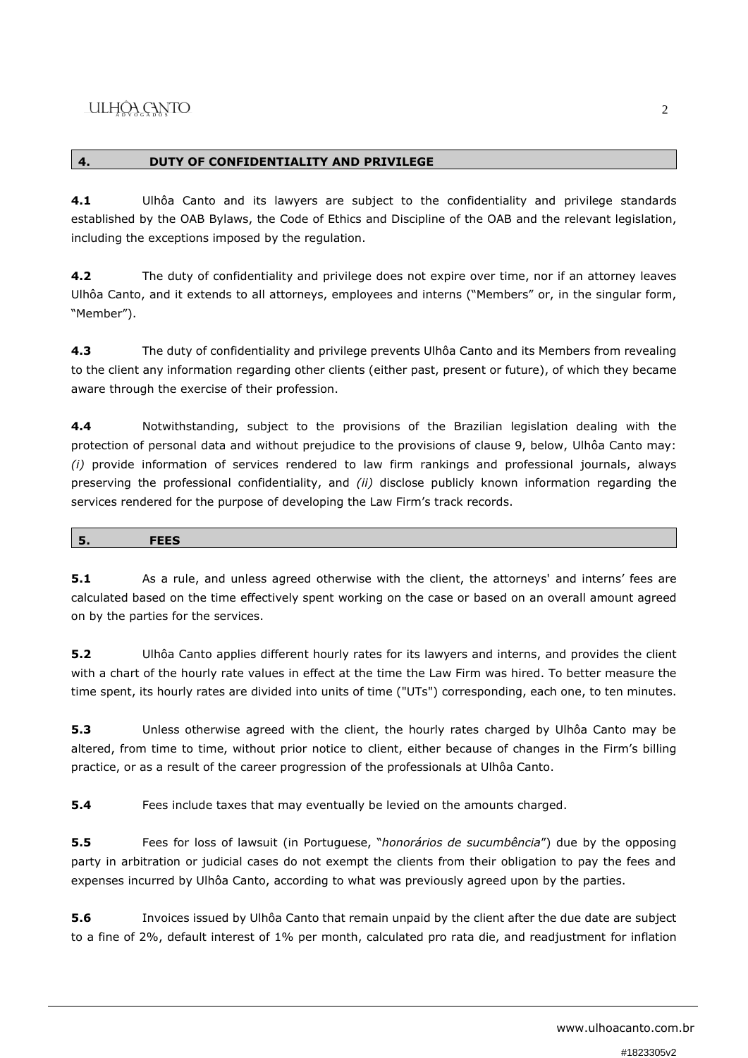## 4. DUTY OF CONFIDENTIALITY AND PRIVILEGE

**4.1** Ulhôa Canto and its lawyers are subject to the confidentiality and privilege standards established by the OAB Bylaws, the Code of Ethics and Discipline of the OAB and the relevant legislation, including the exceptions imposed by the regulation.

**4.2** The duty of confidentiality and privilege does not expire over time, nor if an attorney leaves Ulhôa Canto, and it extends to all attorneys, employees and interns ("Members" or, in the singular form, "Member").

**4.3** The duty of confidentiality and privilege prevents Ulhôa Canto and its Members from revealing to the client any information regarding other clients (either past, present or future), of which they became aware through the exercise of their profession.

**4.4** Notwithstanding, subject to the provisions of the Brazilian legislation dealing with the protection of personal data and without prejudice to the provisions of clause 9, below, Ulhôa Canto may: *(i)* provide information of services rendered to law firm rankings and professional journals, always preserving the professional confidentiality, and *(ii)* disclose publicly known information regarding the services rendered for the purpose of developing the Law Firm's track records.

## 5. FEES

**5.1** As a rule, and unless agreed otherwise with the client, the attorneys' and interns' fees are calculated based on the time effectively spent working on the case or based on an overall amount agreed on by the parties for the services.

**5.2** Ulhôa Canto applies different hourly rates for its lawyers and interns, and provides the client with a chart of the hourly rate values in effect at the time the Law Firm was hired. To better measure the time spent, its hourly rates are divided into units of time ("UTs") corresponding, each one, to ten minutes.

**5.3** Unless otherwise agreed with the client, the hourly rates charged by Ulhôa Canto may be altered, from time to time, without prior notice to client, either because of changes in the Firm's billing practice, or as a result of the career progression of the professionals at Ulhôa Canto.

**5.4** Fees include taxes that may eventually be levied on the amounts charged.

**5.5** Fees for loss of lawsuit (in Portuguese, "*honorários de sucumbência*") due by the opposing party in arbitration or judicial cases do not exempt the clients from their obligation to pay the fees and expenses incurred by Ulhôa Canto, according to what was previously agreed upon by the parties.

**5.6** Invoices issued by Ulhôa Canto that remain unpaid by the client after the due date are subject to a fine of 2%, default interest of 1% per month, calculated pro rata die, and readjustment for inflation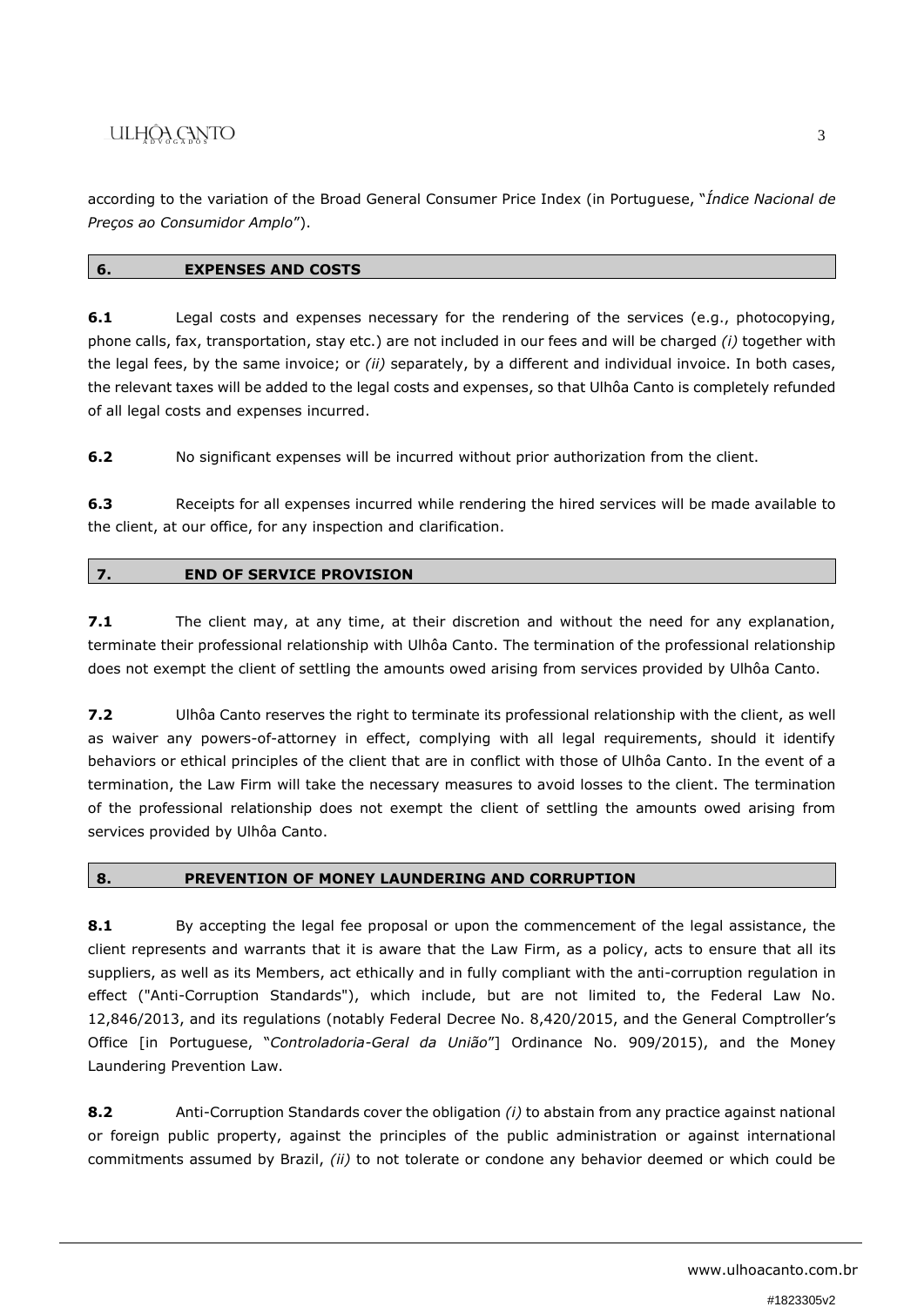according to the variation of the Broad General Consumer Price Index (in Portuguese, "*Índice Nacional de Preços ao Consumidor Amplo*").

## 6. EXPENSES AND COSTS

**6.1** Legal costs and expenses necessary for the rendering of the services (e.g., photocopying, phone calls, fax, transportation, stay etc.) are not included in our fees and will be charged *(i)* together with the legal fees, by the same invoice; or *(ii)* separately, by a different and individual invoice. In both cases, the relevant taxes will be added to the legal costs and expenses, so that Ulhôa Canto is completely refunded of all legal costs and expenses incurred.

**6.2** No significant expenses will be incurred without prior authorization from the client.

**6.3** Receipts for all expenses incurred while rendering the hired services will be made available to the client, at our office, for any inspection and clarification.

## 7. END OF SERVICE PROVISION

**7.1** The client may, at any time, at their discretion and without the need for any explanation, terminate their professional relationship with Ulhôa Canto. The termination of the professional relationship does not exempt the client of settling the amounts owed arising from services provided by Ulhôa Canto.

**7.2** Ulhôa Canto reserves the right to terminate its professional relationship with the client, as well as waiver any powers-of-attorney in effect, complying with all legal requirements, should it identify behaviors or ethical principles of the client that are in conflict with those of Ulhôa Canto. In the event of a termination, the Law Firm will take the necessary measures to avoid losses to the client. The termination of the professional relationship does not exempt the client of settling the amounts owed arising from services provided by Ulhôa Canto.

## 8. PREVENTION OF MONEY LAUNDERING AND CORRUPTION

**8.1** By accepting the legal fee proposal or upon the commencement of the legal assistance, the client represents and warrants that it is aware that the Law Firm, as a policy, acts to ensure that all its suppliers, as well as its Members, act ethically and in fully compliant with the anti-corruption regulation in effect ("Anti-Corruption Standards"), which include, but are not limited to, the Federal Law No. 12,846/2013, and its regulations (notably Federal Decree No. 8,420/2015, and the General Comptroller's Office [in Portuguese, "*Controladoria-Geral da União*"] Ordinance No. 909/2015), and the Money Laundering Prevention Law.

**8.2** Anti-Corruption Standards cover the obligation *(i)* to abstain from any practice against national or foreign public property, against the principles of the public administration or against international commitments assumed by Brazil, *(ii)* to not tolerate or condone any behavior deemed or which could be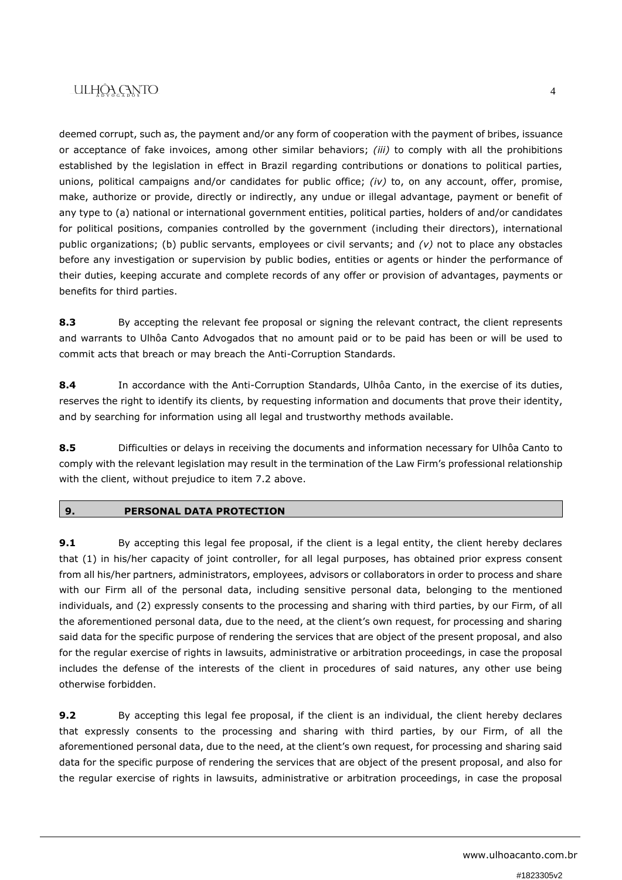deemed corrupt, such as, the payment and/or any form of cooperation with the payment of bribes, issuance or acceptance of fake invoices, among other similar behaviors; *(iii)* to comply with all the prohibitions established by the legislation in effect in Brazil regarding contributions or donations to political parties, unions, political campaigns and/or candidates for public office; *(iv)* to, on any account, offer, promise, make, authorize or provide, directly or indirectly, any undue or illegal advantage, payment or benefit of any type to (a) national or international government entities, political parties, holders of and/or candidates for political positions, companies controlled by the government (including their directors), international public organizations; (b) public servants, employees or civil servants; and *(v)* not to place any obstacles before any investigation or supervision by public bodies, entities or agents or hinder the performance of their duties, keeping accurate and complete records of any offer or provision of advantages, payments or benefits for third parties.

**8.3** By accepting the relevant fee proposal or signing the relevant contract, the client represents and warrants to Ulhôa Canto Advogados that no amount paid or to be paid has been or will be used to commit acts that breach or may breach the Anti-Corruption Standards.

**8.4** In accordance with the Anti-Corruption Standards, Ulhôa Canto, in the exercise of its duties, reserves the right to identify its clients, by requesting information and documents that prove their identity, and by searching for information using all legal and trustworthy methods available.

**8.5** Difficulties or delays in receiving the documents and information necessary for Ulhôa Canto to comply with the relevant legislation may result in the termination of the Law Firm's professional relationship with the client, without prejudice to item 7.2 above.

## 9. PERSONAL DATA PROTECTION

**9.1** By accepting this legal fee proposal, if the client is a legal entity, the client hereby declares that (1) in his/her capacity of joint controller, for all legal purposes, has obtained prior express consent from all his/her partners, administrators, employees, advisors or collaborators in order to process and share with our Firm all of the personal data, including sensitive personal data, belonging to the mentioned individuals, and (2) expressly consents to the processing and sharing with third parties, by our Firm, of all the aforementioned personal data, due to the need, at the client's own request, for processing and sharing said data for the specific purpose of rendering the services that are object of the present proposal, and also for the regular exercise of rights in lawsuits, administrative or arbitration proceedings, in case the proposal includes the defense of the interests of the client in procedures of said natures, any other use being otherwise forbidden.

**9.2** By accepting this legal fee proposal, if the client is an individual, the client hereby declares that expressly consents to the processing and sharing with third parties, by our Firm, of all the aforementioned personal data, due to the need, at the client's own request, for processing and sharing said data for the specific purpose of rendering the services that are object of the present proposal, and also for the regular exercise of rights in lawsuits, administrative or arbitration proceedings, in case the proposal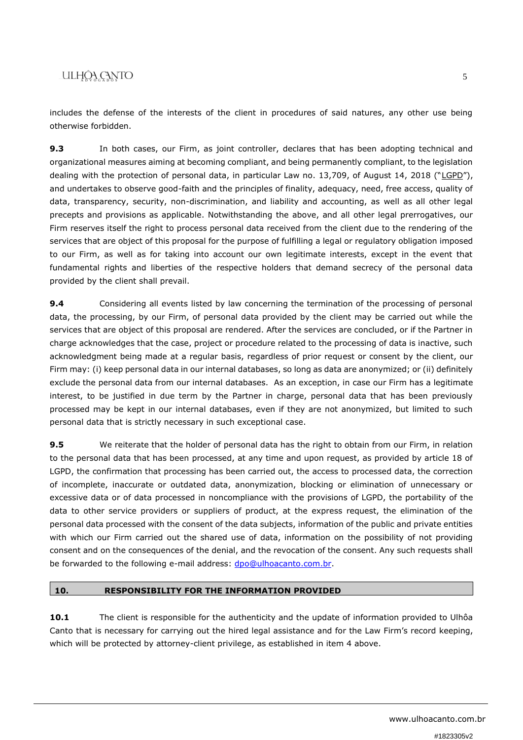includes the defense of the interests of the client in procedures of said natures, any other use being otherwise forbidden.

**9.3** In both cases, our Firm, as joint controller, declares that has been adopting technical and organizational measures aiming at becoming compliant, and being permanently compliant, to the legislation dealing with the protection of personal data, in particular Law no. 13,709, of August 14, 2018 ("LGPD"), and undertakes to observe good-faith and the principles of finality, adequacy, need, free access, quality of data, transparency, security, non-discrimination, and liability and accounting, as well as all other legal precepts and provisions as applicable. Notwithstanding the above, and all other legal prerrogatives, our Firm reserves itself the right to process personal data received from the client due to the rendering of the services that are object of this proposal for the purpose of fulfilling a legal or regulatory obligation imposed to our Firm, as well as for taking into account our own legitimate interests, except in the event that fundamental rights and liberties of the respective holders that demand secrecy of the personal data provided by the client shall prevail.

**9.4** Considering all events listed by law concerning the termination of the processing of personal data, the processing, by our Firm, of personal data provided by the client may be carried out while the services that are object of this proposal are rendered. After the services are concluded, or if the Partner in charge acknowledges that the case, project or procedure related to the processing of data is inactive, such acknowledgment being made at a regular basis, regardless of prior request or consent by the client, our Firm may: (i) keep personal data in our internal databases, so long as data are anonymized; or (ii) definitely exclude the personal data from our internal databases. As an exception, in case our Firm has a legitimate interest, to be justified in due term by the Partner in charge, personal data that has been previously processed may be kept in our internal databases, even if they are not anonymized, but limited to such personal data that is strictly necessary in such exceptional case.

**9.5** We reiterate that the holder of personal data has the right to obtain from our Firm, in relation to the personal data that has been processed, at any time and upon request, as provided by article 18 of LGPD, the confirmation that processing has been carried out, the access to processed data, the correction of incomplete, inaccurate or outdated data, anonymization, blocking or elimination of unnecessary or excessive data or of data processed in noncompliance with the provisions of LGPD, the portability of the data to other service providers or suppliers of product, at the express request, the elimination of the personal data processed with the consent of the data subjects, information of the public and private entities with which our Firm carried out the shared use of data, information on the possibility of not providing consent and on the consequences of the denial, and the revocation of the consent. Any such requests shall be forwarded to the following e-mail address: dpo@ulhoacanto.com.br.

## 10. RESPONSIBILITY FOR THE INFORMATION PROVIDED

**10.1** The client is responsible for the authenticity and the update of information provided to Ulhôa Canto that is necessary for carrying out the hired legal assistance and for the Law Firm's record keeping, which will be protected by attorney-client privilege, as established in item 4 above.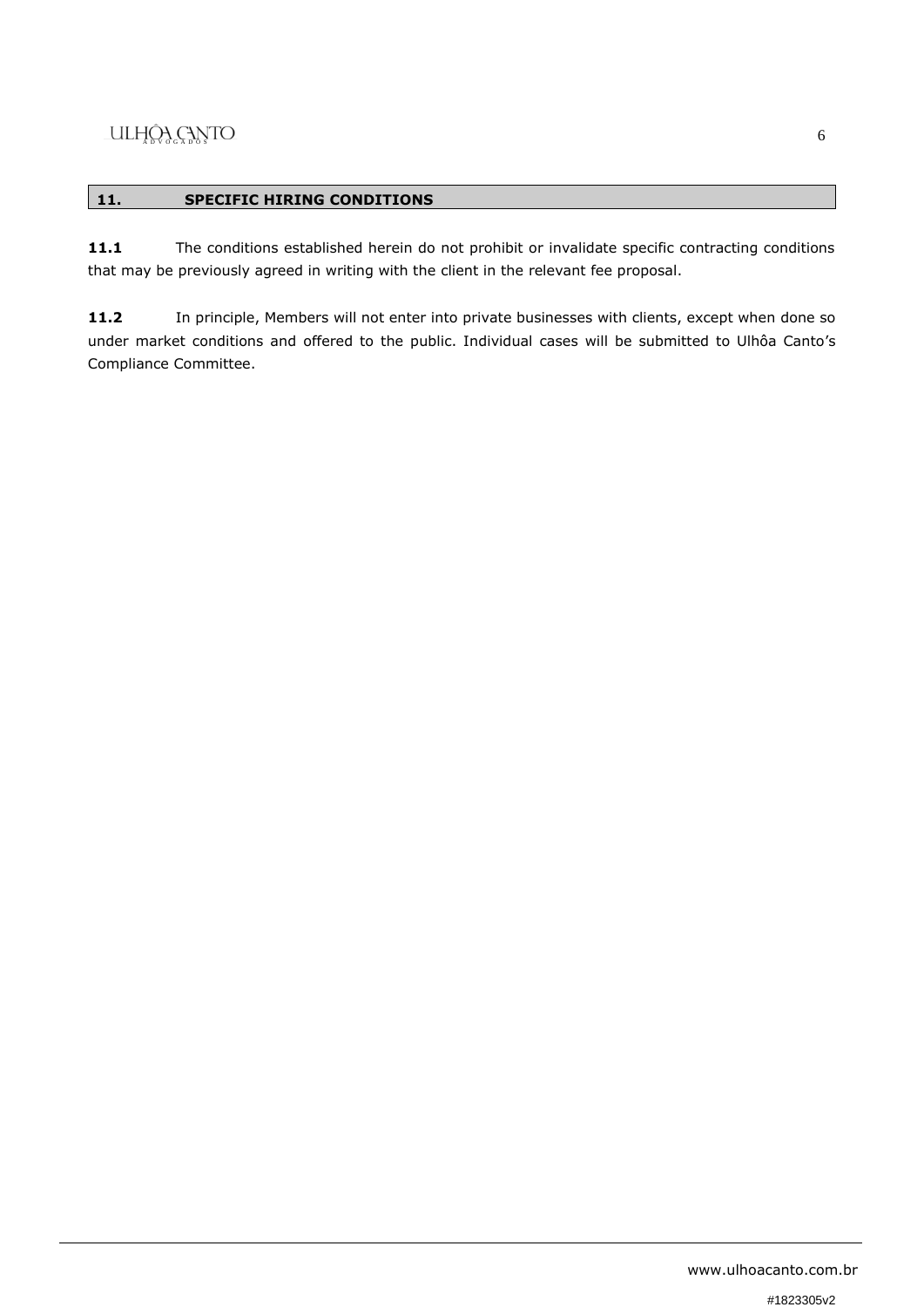## 11. SPECIFIC HIRING CONDITIONS

**11.1** The conditions established herein do not prohibit or invalidate specific contracting conditions that may be previously agreed in writing with the client in the relevant fee proposal.

**11.2** In principle, Members will not enter into private businesses with clients, except when done so under market conditions and offered to the public. Individual cases will be submitted to Ulhôa Canto's Compliance Committee.